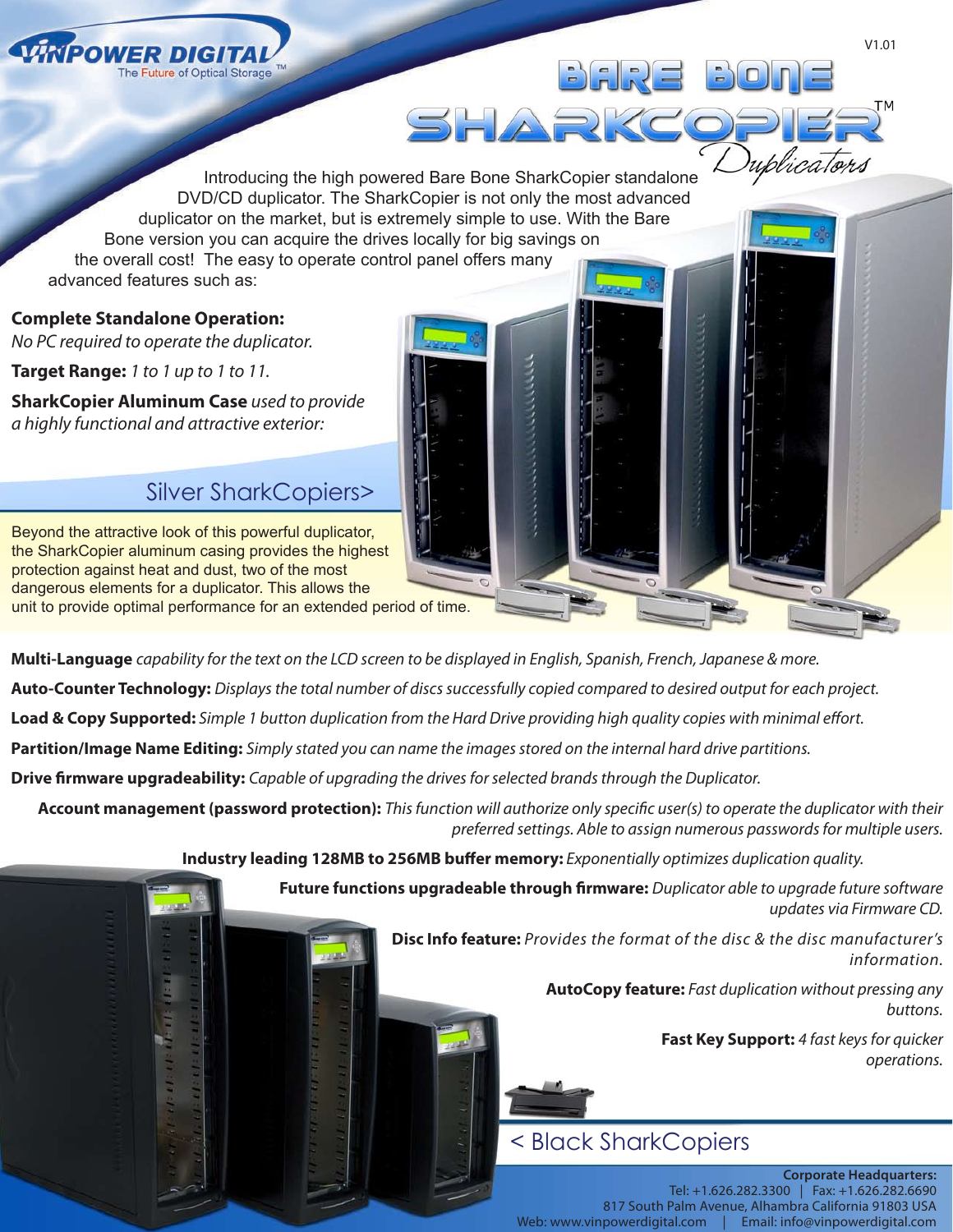VINPOWER DIGITAL
The Future of Optical Storage™

V1.01

# BARE BONE SHARKCOPIER™ Duplicators

Introducing the high powered Bare Bone SharkCopier standalone DVD/CD duplicator. The SharkCopier is not only the most advanced duplicator on the market, but is extremely simple to use. With the Bare Bone version you can acquire the drives locally for big savings on the overall cost! The easy to operate control panel offers many advanced features such as:

**Complete Standalone Operation:**
*No PC required to operate the duplicator.*

**Target Range:** *1 to 1 up to 1 to 11.*

**SharkCopier Aluminum Case** *used to provide a highly functional and attractive exterior:*

## Silver SharkCopiers>

Beyond the attractive look of this powerful duplicator, the SharkCopier aluminum casing provides the highest protection against heat and dust, two of the most dangerous elements for a duplicator. This allows the unit to provide optimal performance for an extended period of time.

**Multi-Language** *capability for the text on the LCD screen to be displayed in English, Spanish, French, Japanese & more.*

**Auto-Counter Technology:** *Displays the total number of discs successfully copied compared to desired output for each project.*

**Load & Copy Supported:** *Simple 1 button duplication from the Hard Drive providing high quality copies with minimal effort.*

**Partition/Image Name Editing:** *Simply stated you can name the images stored on the internal hard drive partitions.*

**Drive firmware upgradeability:** *Capable of upgrading the drives for selected brands through the Duplicator.*

**Account management (password protection):** *This function will authorize only specific user(s) to operate the duplicator with their preferred settings. Able to assign numerous passwords for multiple users.*

**Industry leading 128MB to 256MB buffer memory:** *Exponentially optimizes duplication quality.*

**Future functions upgradeable through firmware:** *Duplicator able to upgrade future software updates via Firmware CD.*

**Disc Info feature:** *Provides the format of the disc & the disc manufacturer's information.*

**AutoCopy feature:** *Fast duplication without pressing any buttons.*

**Fast Key Support:** *4 fast keys for quicker operations.*

## < Black SharkCopiers

**Corporate Headquarters:**
Tel: +1.626.282.3300 | Fax: +1.626.282.6690
817 South Palm Avenue, Alhambra California 91803 USA
Web: www.vinpowerdigital.com | Email: info@vinpowerdigital.com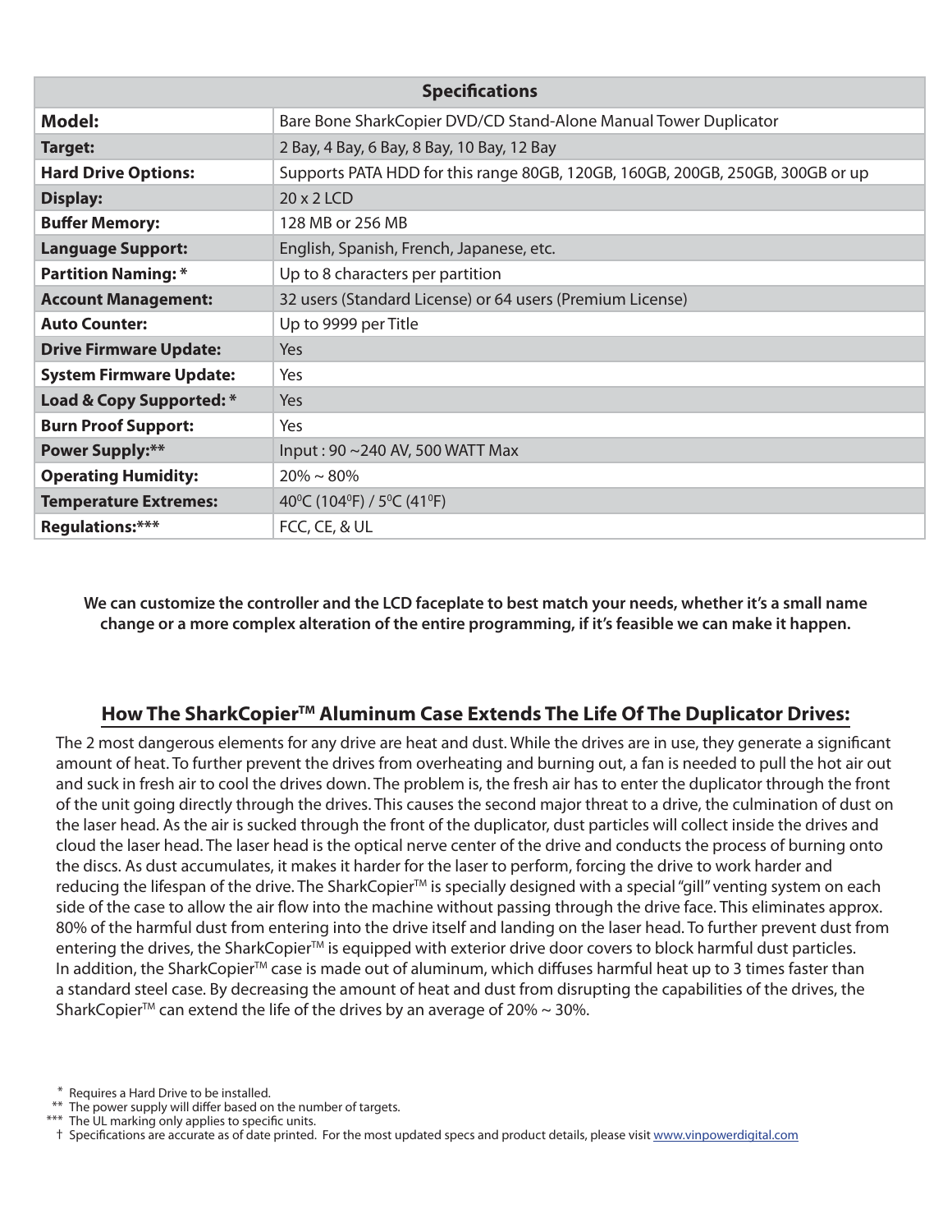| Specifications | |
|---|---|
| **Model:** | Bare Bone SharkCopier DVD/CD Stand-Alone Manual Tower Duplicator |
| **Target:** | 2 Bay, 4 Bay, 6 Bay, 8 Bay, 10 Bay, 12 Bay |
| **Hard Drive Options:** | Supports PATA HDD for this range 80GB, 120GB, 160GB, 200GB, 250GB, 300GB or up |
| **Display:** | 20 x 2 LCD |
| **Buffer Memory:** | 128 MB or 256 MB |
| **Language Support:** | English, Spanish, French, Japanese, etc. |
| **Partition Naming: *** | Up to 8 characters per partition |
| **Account Management:** | 32 users (Standard License) or 64 users (Premium License) |
| **Auto Counter:** | Up to 9999 per Title |
| **Drive Firmware Update:** | Yes |
| **System Firmware Update:** | Yes |
| **Load & Copy Supported: *** | Yes |
| **Burn Proof Support:** | Yes |
| **Power Supply:**** | Input : 90 ~240 AV, 500 WATT Max |
| **Operating Humidity:** | 20% ~ 80% |
| **Temperature Extremes:** | 40ºC (104ºF) / 5ºC (41ºF) |
| **Regulations:***** | FCC, CE, & UL |

**We can customize the controller and the LCD faceplate to best match your needs, whether it's a small name change or a more complex alteration of the entire programming, if it's feasible we can make it happen.**

## How The SharkCopier™ Aluminum Case Extends The Life Of The Duplicator Drives:

The 2 most dangerous elements for any drive are heat and dust. While the drives are in use, they generate a significant amount of heat. To further prevent the drives from overheating and burning out, a fan is needed to pull the hot air out and suck in fresh air to cool the drives down. The problem is, the fresh air has to enter the duplicator through the front of the unit going directly through the drives. This causes the second major threat to a drive, the culmination of dust on the laser head. As the air is sucked through the front of the duplicator, dust particles will collect inside the drives and cloud the laser head. The laser head is the optical nerve center of the drive and conducts the process of burning onto the discs. As dust accumulates, it makes it harder for the laser to perform, forcing the drive to work harder and reducing the lifespan of the drive. The SharkCopier™ is specially designed with a special "gill" venting system on each side of the case to allow the air flow into the machine without passing through the drive face. This eliminates approx. 80% of the harmful dust from entering into the drive itself and landing on the laser head. To further prevent dust from entering the drives, the SharkCopier™ is equipped with exterior drive door covers to block harmful dust particles. In addition, the SharkCopier™ case is made out of aluminum, which diffuses harmful heat up to 3 times faster than a standard steel case. By decreasing the amount of heat and dust from disrupting the capabilities of the drives, the SharkCopier™ can extend the life of the drives by an average of 20% ~ 30%.

\* Requires a Hard Drive to be installed.
\*\* The power supply will differ based on the number of targets.
\*\*\* The UL marking only applies to specific units.
† Specifications are accurate as of date printed. For the most updated specs and product details, please visit www.vinpowerdigital.com